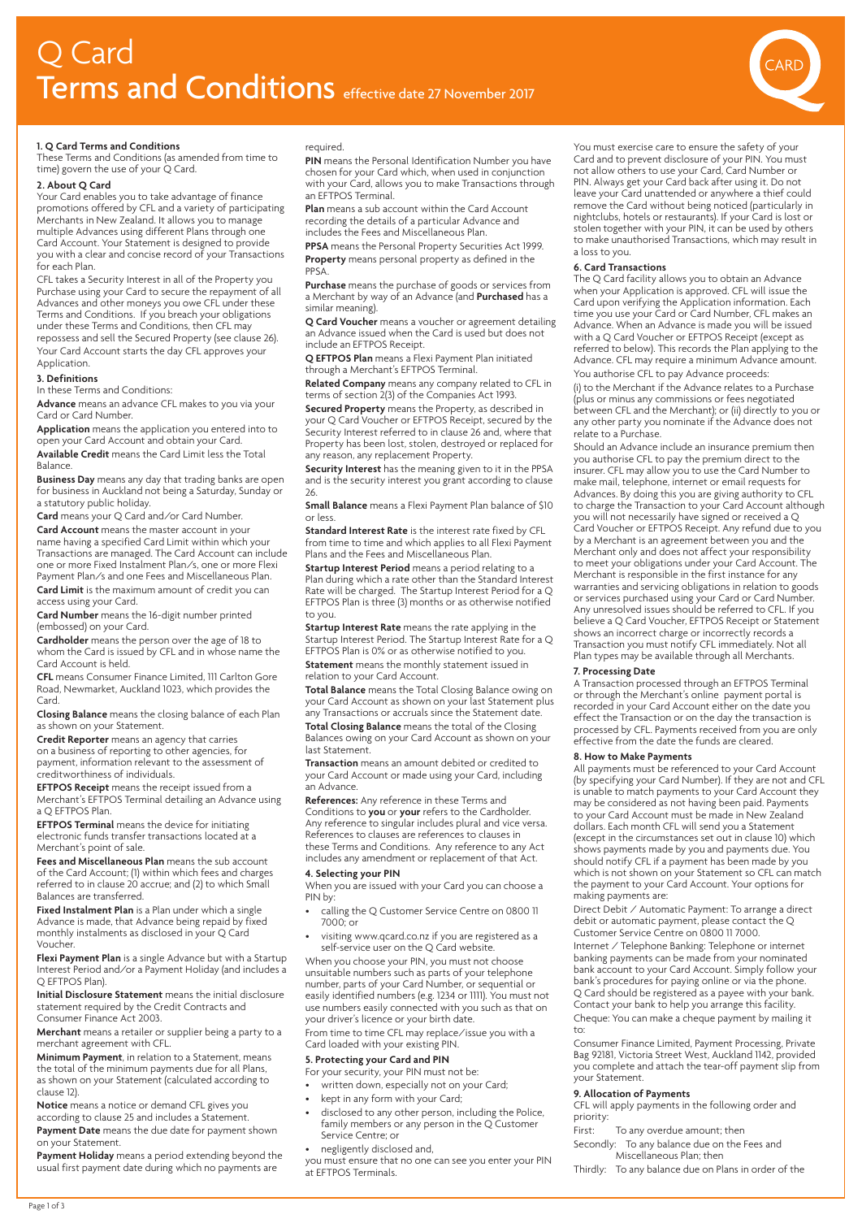# Q Card Terms and Conditions effective date 27 November 2017

**1. Q Card Terms and Conditions**

These Terms and Conditions (as amended from time to time) govern the use of your Q Card.

**2. About Q Card**

Your Card enables you to take advantage of finance promotions offered by CFL and a variety of participating Merchants in New Zealand. It allows you to manage multiple Advances using different Plans through one Card Account. Your Statement is designed to provide you with a clear and concise record of your Transactions for each Plan.

CFL takes a Security Interest in all of the Property you Purchase using your Card to secure the repayment of all Advances and other moneys you owe CFL under these Terms and Conditions. If you breach your obligations under these Terms and Conditions, then CFL may repossess and sell the Secured Property (see clause 26). Your Card Account starts the day CFL approves your Application.

**3. Definitions**

In these Terms and Conditions:

**Advance** means an advance CFL makes to you via your Card or Card Number.

**Application** means the application you entered into to open your Card Account and obtain your Card.

**Available Credit** means the Card Limit less the Total Balance.

**Business Day** means any day that trading banks are open for business in Auckland not being a Saturday, Sunday or a statutory public holiday.

**Card** means your Q Card and/or Card Number.

**Card Account** means the master account in your name having a specified Card Limit within which your Transactions are managed. The Card Account can include one or more Fixed Instalment Plan/s, one or more Flexi Payment Plan/s and one Fees and Miscellaneous Plan.

**Card Limit** is the maximum amount of credit you can access using your Card.

**Card Number** means the 16-digit number printed (embossed) on your Card.

**Cardholder** means the person over the age of 18 to whom the Card is issued by CFL and in whose name the Card Account is held.

**CFL** means Consumer Finance Limited, 111 Carlton Gore Road, Newmarket, Auckland 1023, which provides the Card.

**Closing Balance** means the closing balance of each Plan as shown on your Statement.

**Credit Reporter** means an agency that carries on a business of reporting to other agencies, for payment, information relevant to the assessment of creditworthiness of individuals.

**EFTPOS Receipt** means the receipt issued from a Merchant's EFTPOS Terminal detailing an Advance using a Q EFTPOS Plan.

**EFTPOS Terminal** means the device for initiating electronic funds transfer transactions located at a Merchant's point of sale.

**Fees and Miscellaneous Plan** means the sub account of the Card Account; (1) within which fees and charges referred to in clause 20 accrue; and (2) to which Small Balances are transferred.

**Fixed Instalment Plan** is a Plan under which a single Advance is made, that Advance being repaid by fixed monthly instalments as disclosed in your Q Card Voucher.

**Flexi Payment Plan** is a single Advance but with a Startup Interest Period and/or a Payment Holiday (and includes a Q EFTPOS Plan).

**Initial Disclosure Statement** means the initial disclosure statement required by the Credit Contracts and Consumer Finance Act 2003.

**Merchant** means a retailer or supplier being a party to a merchant agreement with CFL.

**Minimum Payment**, in relation to a Statement, means the total of the minimum payments due for all Plans, as shown on your Statement (calculated according to clause 12).

**Notice** means a notice or demand CFL gives you according to clause 25 and includes a Statement.

**Payment Date** means the due date for payment shown on your Statement.

**Payment Holiday** means a period extending beyond the usual first payment date during which no payments are required.

**PIN** means the Personal Identification Number you have chosen for your Card which, when used in conjunction with your Card, allows you to make Transactions through an EFTPOS Terminal.

**Plan** means a sub account within the Card Account recording the details of a particular Advance and includes the Fees and Miscellaneous Plan.

**PPSA** means the Personal Property Securities Act 1999.

**Property** means personal property as defined in the PPSA.

**Purchase** means the purchase of goods or services from a Merchant by way of an Advance (and **Purchased** has a similar meaning).

**Q Card Voucher** means a voucher or agreement detailing an Advance issued when the Card is used but does not include an EFTPOS Receipt.

**Q EFTPOS Plan** means a Flexi Payment Plan initiated through a Merchant's EFTPOS Terminal.

**Related Company** means any company related to CFL in terms of section 2(3) of the Companies Act 1993.

**Secured Property** means the Property, as described in your Q Card Voucher or EFTPOS Receipt, secured by the Security Interest referred to in clause 26 and, where that Property has been lost, stolen, destroyed or replaced for any reason, any replacement Property.

**Security Interest** has the meaning given to it in the PPSA and is the security interest you grant according to clause 26.

**Small Balance** means a Flexi Payment Plan balance of $10 or less.

**Standard Interest Rate** is the interest rate fixed by CFL from time to time and which applies to all Flexi Payment Plans and the Fees and Miscellaneous Plan.

**Startup Interest Period** means a period relating to a Plan during which a rate other than the Standard Interest Rate will be charged. The Startup Interest Period for a Q EFTPOS Plan is three (3) months or as otherwise notified to you.

**Startup Interest Rate** means the rate applying in the Startup Interest Period. The Startup Interest Rate for a Q EFTPOS Plan is 0% or as otherwise notified to you.

**Statement** means the monthly statement issued in relation to your Card Account.

**Total Balance** means the Total Closing Balance owing on your Card Account as shown on your last Statement plus any Transactions or accruals since the Statement date.

**Total Closing Balance** means the total of the Closing Balances owing on your Card Account as shown on your last Statement.

**Transaction** means an amount debited or credited to your Card Account or made using your Card, including an Advance.

**References:** Any reference in these Terms and Conditions to **you** or **your** refers to the Cardholder. Any reference to singular includes plural and vice versa. References to clauses are references to clauses in these Terms and Conditions. Any reference to any Act includes any amendment or replacement of that Act.

**4. Selecting your PIN**

When you are issued with your Card you can choose a PIN by:

- calling the Q Customer Service Centre on 0800 11 7000; or
- visiting www.qcard.co.nz if you are registered as a self-service user on the Q Card website.

When you choose your PIN, you must not choose unsuitable numbers such as parts of your telephone number, parts of your Card Number, or sequential or easily identified numbers (e.g. 1234 or 1111). You must not use numbers easily connected with you such as that on your driver's licence or your birth date.

From time to time CFL may replace/issue you with a Card loaded with your existing PIN.

**5. Protecting your Card and PIN**

For your security, your PIN must not be:

- written down, especially not on your Card;
- kept in any form with your Card;
- disclosed to any other person, including the Police, family members or any person in the Q Customer Service Centre; or
- negligently disclosed and,

you must ensure that no one can see you enter your PIN at EFTPOS Terminals.

You must exercise care to ensure the safety of your Card and to prevent disclosure of your PIN. You must not allow others to use your Card, Card Number or PIN. Always get your Card back after using it. Do not leave your Card unattended or anywhere a thief could remove the Card without being noticed (particularly in nightclubs, hotels or restaurants). If your Card is lost or stolen together with your PIN, it can be used by others to make unauthorised Transactions, which may result in a loss to you.

**6. Card Transactions**

The Q Card facility allows you to obtain an Advance when your Application is approved. CFL will issue the Card upon verifying the Application information. Each time you use your Card or Card Number, CFL makes an Advance. When an Advance is made you will be issued with a Q Card Voucher or EFTPOS Receipt (except as referred to below). This records the Plan applying to the Advance. CFL may require a minimum Advance amount.

You authorise CFL to pay Advance proceeds:

(i) to the Merchant if the Advance relates to a Purchase (plus or minus any commissions or fees negotiated between CFL and the Merchant); or (ii) directly to you or any other party you nominate if the Advance does not relate to a Purchase.

Should an Advance include an insurance premium then you authorise CFL to pay the premium direct to the insurer. CFL may allow you to use the Card Number to make mail, telephone, internet or email requests for Advances. By doing this you are giving authority to CFL to charge the Transaction to your Card Account although you will not necessarily have signed or received a Q Card Voucher or EFTPOS Receipt. Any refund due to you by a Merchant is an agreement between you and the Merchant only and does not affect your responsibility to meet your obligations under your Card Account. The Merchant is responsible in the first instance for any warranties and servicing obligations in relation to goods or services purchased using your Card or Card Number. Any unresolved issues should be referred to CFL. If you believe a Q Card Voucher, EFTPOS Receipt or Statement shows an incorrect charge or incorrectly records a Transaction you must notify CFL immediately. Not all Plan types may be available through all Merchants.

**7. Processing Date**

A Transaction processed through an EFTPOS Terminal or through the Merchant's online payment portal is recorded in your Card Account either on the date you effect the Transaction or on the day the transaction is processed by CFL. Payments received from you are only effective from the date the funds are cleared.

**8. How to Make Payments**

All payments must be referenced to your Card Account (by specifying your Card Number). If they are not and CFL is unable to match payments to your Card Account they may be considered as not having been paid. Payments to your Card Account must be made in New Zealand dollars. Each month CFL will send you a Statement (except in the circumstances set out in clause 10) which shows payments made by you and payments due. You should notify CFL if a payment has been made by you which is not shown on your Statement so CFL can match the payment to your Card Account. Your options for making payments are:

Direct Debit / Automatic Payment: To arrange a direct debit or automatic payment, please contact the Q Customer Service Centre on 0800 11 7000.

Internet / Telephone Banking: Telephone or internet banking payments can be made from your nominated bank account to your Card Account. Simply follow your bank's procedures for paying online or via the phone. Q Card should be registered as a payee with your bank. Contact your bank to help you arrange this facility.

Cheque: You can make a cheque payment by mailing it to:

Consumer Finance Limited, Payment Processing, Private Bag 92181, Victoria Street West, Auckland 1142, provided you complete and attach the tear-off payment slip from your Statement.

**9. Allocation of Payments**

CFL will apply payments in the following order and priority:

First: To any overdue amount; then

Secondly: To any balance due on the Fees and Miscellaneous Plan; then

Thirdly: To any balance due on Plans in order of the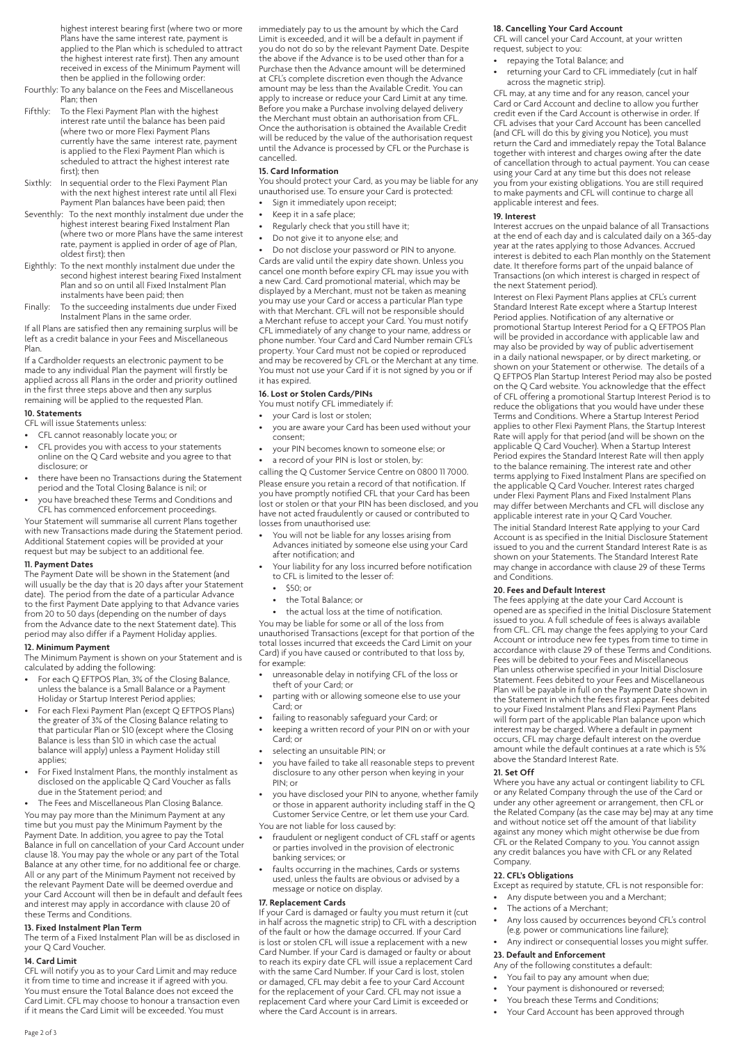highest interest bearing first (where two or more Plans have the same interest rate, payment is applied to the Plan which is scheduled to attract the highest interest rate first). Then any amount received in excess of the Minimum Payment will then be applied in the following order:

Fourthly: To any balance on the Fees and Miscellaneous Plan; then

Fifthly: To the Flexi Payment Plan with the highest interest rate until the balance has been paid (where two or more Flexi Payment Plans currently have the same interest rate, payment is applied to the Flexi Payment Plan which is scheduled to attract the highest interest rate first); then

Sixthly: In sequential order to the Flexi Payment Plan with the next highest interest rate until all Flexi Payment Plan balances have been paid; then

Seventhly: To the next monthly instalment due under the highest interest bearing Fixed Instalment Plan (where two or more Plans have the same interest rate, payment is applied in order of age of Plan, oldest first); then

Eighthly: To the next monthly instalment due under the second highest interest bearing Fixed Instalment Plan and so on until all Fixed Instalment Plan instalments have been paid; then

Finally: To the succeeding instalments due under Fixed Instalment Plans in the same order.

If all Plans are satisfied then any remaining surplus will be left as a credit balance in your Fees and Miscellaneous Plan.

If a Cardholder requests an electronic payment to be made to any individual Plan the payment will firstly be applied across all Plans in the order and priority outlined in the first three steps above and then any surplus remaining will be applied to the requested Plan.

### 10. Statements

CFL will issue Statements unless:

- CFL cannot reasonably locate you; or
- CFL provides you with access to your statements online on the Q Card website and you agree to that disclosure; or
- there have been no Transactions during the Statement period and the Total Closing Balance is nil; or
- you have breached these Terms and Conditions and CFL has commenced enforcement proceedings.

Your Statement will summarise all current Plans together with new Transactions made during the Statement period. Additional Statement copies will be provided at your request but may be subject to an additional fee.

### 11. Payment Dates

The Payment Date will be shown in the Statement (and will usually be the day that is 20 days after your Statement date). The period from the date of a particular Advance to the first Payment Date applying to that Advance varies from 20 to 50 days (depending on the number of days from the Advance date to the next Statement date). This period may also differ if a Payment Holiday applies.

### 12. Minimum Payment

The Minimum Payment is shown on your Statement and is calculated by adding the following:

- For each Q EFTPOS Plan, 3% of the Closing Balance, unless the balance is a Small Balance or a Payment Holiday or Startup Interest Period applies;
- For each Flexi Payment Plan (except Q EFTPOS Plans) the greater of 3% of the Closing Balance relating to that particular Plan or $10 (except where the Closing Balance is less than $10 in which case the actual balance will apply) unless a Payment Holiday still applies;
- For Fixed Instalment Plans, the monthly instalment as disclosed on the applicable Q Card Voucher as falls due in the Statement period; and
- The Fees and Miscellaneous Plan Closing Balance.

You may pay more than the Minimum Payment at any time but you must pay the Minimum Payment by the Payment Date. In addition, you agree to pay the Total Balance in full on cancellation of your Card Account under clause 18. You may pay the whole or any part of the Total Balance at any other time, for no additional fee or charge. All or any part of the Minimum Payment not received by the relevant Payment Date will be deemed overdue and your Card Account will then be in default and default fees and interest may apply in accordance with clause 20 of these Terms and Conditions.

### 13. Fixed Instalment Plan Term

The term of a Fixed Instalment Plan will be as disclosed in your Q Card Voucher.

### 14. Card Limit

CFL will notify you as to your Card Limit and may reduce it from time to time and increase it if agreed with you. You must ensure the Total Balance does not exceed the Card Limit. CFL may choose to honour a transaction even if it means the Card Limit will be exceeded. You must immediately pay to us the amount by which the Card Limit is exceeded, and it will be a default in payment if you do not do so by the relevant Payment Date. Despite the above if the Advance is to be used other than for a Purchase then the Advance amount will be determined at CFL's complete discretion even though the Advance amount may be less than the Available Credit. You can apply to increase or reduce your Card Limit at any time. Before you make a Purchase involving delayed delivery the Merchant must obtain an authorisation from CFL. Once the authorisation is obtained the Available Credit will be reduced by the value of the authorisation request until the Advance is processed by CFL or the Purchase is cancelled.

### 15. Card Information

You should protect your Card, as you may be liable for any unauthorised use. To ensure your Card is protected:

- Sign it immediately upon receipt;
- Keep it in a safe place;
- Regularly check that you still have it;
- Do not give it to anyone else; and
- Do not disclose your password or PIN to anyone.

Cards are valid until the expiry date shown. Unless you cancel one month before expiry CFL may issue you with a new Card. Card promotional material, which may be displayed by a Merchant, must not be taken as meaning you may use your Card or access a particular Plan type with that Merchant. CFL will not be responsible should a Merchant refuse to accept your Card. You must notify CFL immediately of any change to your name, address or phone number. Your Card and Card Number remain CFL's property. Your Card must not be copied or reproduced and may be recovered by CFL or the Merchant at any time. You must not use your Card if it is not signed by you or if it has expired.

### 16. Lost or Stolen Cards/PINs

You must notify CFL immediately if:

- your Card is lost or stolen;
- you are aware your Card has been used without your consent;
- your PIN becomes known to someone else; or
- a record of your PIN is lost or stolen, by:

calling the Q Customer Service Centre on 0800 11 7000.

Please ensure you retain a record of that notification. If you have promptly notified CFL that your Card has been lost or stolen or that your PIN has been disclosed, and you have not acted fraudulently or caused or contributed to losses from unauthorised use:

- You will not be liable for any losses arising from Advances initiated by someone else using your Card after notification; and
- Your liability for any loss incurred before notification to CFL is limited to the lesser of:
  - $50; or
  - the Total Balance; or
  - the actual loss at the time of notification.

You may be liable for some or all of the loss from unauthorised Transactions (except for that portion of the total losses incurred that exceeds the Card Limit on your Card) if you have caused or contributed to that loss by, for example:

- unreasonable delay in notifying CFL of the loss or theft of your Card; or
- parting with or allowing someone else to use your Card; or
- failing to reasonably safeguard your Card; or
- keeping a written record of your PIN on or with your Card; or
- selecting an unsuitable PIN; or
- you have failed to take all reasonable steps to prevent disclosure to any other person when keying in your PIN; or
- you have disclosed your PIN to anyone, whether family or those in apparent authority including staff in the Q Customer Service Centre, or let them use your Card.

You are not liable for loss caused by:

- fraudulent or negligent conduct of CFL staff or agents or parties involved in the provision of electronic banking services; or
- faults occurring in the machines, Cards or systems used, unless the faults are obvious or advised by a message or notice on display.

### 17. Replacement Cards

If your Card is damaged or faulty you must return it (cut in half across the magnetic strip) to CFL with a description of the fault or how the damage occurred. If your Card is lost or stolen CFL will issue a replacement with a new Card Number. If your Card is damaged or faulty or about to reach its expiry date CFL will issue a replacement Card with the same Card Number. If your Card is lost, stolen or damaged, CFL may debit a fee to your Card Account for the replacement of your Card. CFL may not issue a replacement Card where your Card Limit is exceeded or where the Card Account is in arrears.

### 18. Cancelling Your Card Account

CFL will cancel your Card Account, at your written request, subject to you:

- repaying the Total Balance; and
- returning your Card to CFL immediately (cut in half across the magnetic strip).

CFL may, at any time and for any reason, cancel your Card or Card Account and decline to allow you further credit even if the Card Account is otherwise in order. If CFL advises that your Card Account has been cancelled (and CFL will do this by giving you Notice), you must return the Card and immediately repay the Total Balance together with interest and charges owing after the date of cancellation through to actual payment. You can cease using your Card at any time but this does not release you from your existing obligations. You are still required to make payments and CFL will continue to charge all applicable interest and fees.

### 19. Interest

Interest accrues on the unpaid balance of all Transactions at the end of each day and is calculated daily on a 365-day year at the rates applying to those Advances. Accrued interest is debited to each Plan monthly on the Statement date. It therefore forms part of the unpaid balance of Transactions (on which interest is charged in respect of the next Statement period).

Interest on Flexi Payment Plans applies at CFL's current Standard Interest Rate except where a Startup Interest Period applies. Notification of any alternative or promotional Startup Interest Period for a Q EFTPOS Plan will be provided in accordance with applicable law and may also be provided by way of public advertisement in a daily national newspaper, or by direct marketing, or shown on your Statement or otherwise. The details of a Q EFTPOS Plan Startup Interest Period may also be posted on the Q Card website. You acknowledge that the effect of CFL offering a promotional Startup Interest Period is to reduce the obligations that you would have under these Terms and Conditions. Where a Startup Interest Period applies to other Flexi Payment Plans, the Startup Interest Rate will apply for that period (and will be shown on the applicable Q Card Voucher). When a Startup Interest Period expires the Standard Interest Rate will then apply to the balance remaining. The interest rate and other terms applying to Fixed Instalment Plans are specified on the applicable Q Card Voucher. Interest rates charged under Flexi Payment Plans and Fixed Instalment Plans may differ between Merchants and CFL will disclose any applicable interest rate in your Q Card Voucher.

The initial Standard Interest Rate applying to your Card Account is as specified in the Initial Disclosure Statement issued to you and the current Standard Interest Rate is as shown on your Statements. The Standard Interest Rate may change in accordance with clause 29 of these Terms and Conditions.

### 20. Fees and Default Interest

The fees applying at the date your Card Account is opened are as specified in the Initial Disclosure Statement issued to you. A full schedule of fees is always available from CFL. CFL may change the fees applying to your Card Account or introduce new fee types from time to time in accordance with clause 29 of these Terms and Conditions. Fees will be debited to your Fees and Miscellaneous Plan unless otherwise specified in your Initial Disclosure Statement. Fees debited to your Fees and Miscellaneous Plan will be payable in full on the Payment Date shown in the Statement in which the fees first appear. Fees debited to your Fixed Instalment Plans and Flexi Payment Plans will form part of the applicable Plan balance upon which interest may be charged. Where a default in payment occurs, CFL may charge default interest on the overdue amount while the default continues at a rate which is 5% above the Standard Interest Rate.

### 21. Set Off

Where you have any actual or contingent liability to CFL or any Related Company through the use of the Card or under any other agreement or arrangement, then CFL or the Related Company (as the case may be) may at any time and without notice set off the amount of that liability against any money which might otherwise be due from CFL or the Related Company to you. You cannot assign any credit balances you have with CFL or any Related Company.

### 22. CFL's Obligations

Except as required by statute, CFL is not responsible for:

- Any dispute between you and a Merchant;
- The actions of a Merchant;
- Any loss caused by occurrences beyond CFL's control (e.g. power or communications line failure);
- Any indirect or consequential losses you might suffer.

### 23. Default and Enforcement

Any of the following constitutes a default:

- You fail to pay any amount when due;
- Your payment is dishonoured or reversed;
- You breach these Terms and Conditions;
- Your Card Account has been approved through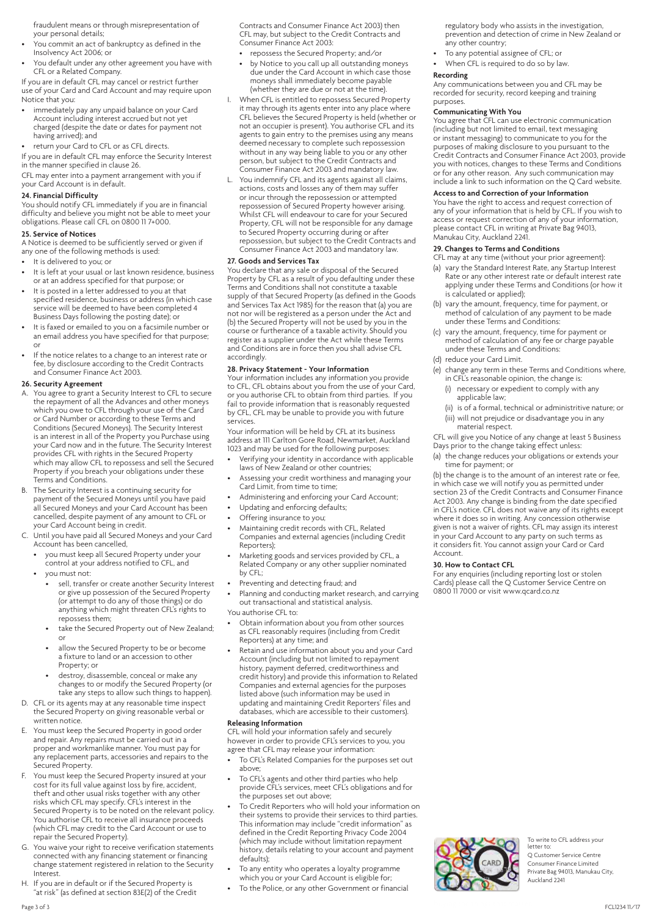fraudulent means or through misrepresentation of your personal details;

- You commit an act of bankruptcy as defined in the Insolvency Act 2006; or
- You default under any other agreement you have with CFL or a Related Company.

If you are in default CFL may cancel or restrict further use of your Card and Card Account and may require upon Notice that you:

- immediately pay any unpaid balance on your Card Account including interest accrued but not yet charged (despite the date or dates for payment not having arrived); and
- return your Card to CFL or as CFL directs.

If you are in default CFL may enforce the Security Interest in the manner specified in clause 26.

CFL may enter into a payment arrangement with you if your Card Account is in default.

### 24. Financial Difficulty

You should notify CFL immediately if you are in financial difficulty and believe you might not be able to meet your obligations. Please call CFL on 0800 11 7+000.

### 25. Service of Notices

A Notice is deemed to be sufficiently served or given if any one of the following methods is used:

- It is delivered to you; or
- It is left at your usual or last known residence, business or at an address specified for that purpose; or
- It is posted in a letter addressed to you at that specified residence, business or address (in which case service will be deemed to have been completed 4 Business Days following the posting date); or
- It is faxed or emailed to you on a facsimile number or an email address you have specified for that purpose; or
- If the notice relates to a change to an interest rate or fee, by disclosure according to the Credit Contracts and Consumer Finance Act 2003.

### 26. Security Agreement

A. You agree to grant a Security Interest to CFL to secure the repayment of all the Advances and other moneys which you owe to CFL through your use of the Card or Card Number or according to these Terms and Conditions (Secured Moneys). The Security Interest is an interest in all of the Property you Purchase using your Card now and in the future. The Security Interest provides CFL with rights in the Secured Property which may allow CFL to repossess and sell the Secured Property if you breach your obligations under these Terms and Conditions.

B. The Security Interest is a continuing security for payment of the Secured Moneys until you have paid all Secured Moneys and your Card Account has been cancelled, despite payment of any amount to CFL or your Card Account being in credit.

C. Until you have paid all Secured Moneys and your Card Account has been cancelled,
   - you must keep all Secured Property under your control at your address notified to CFL, and
   - you must not:
     - sell, transfer or create another Security Interest or give up possession of the Secured Property (or attempt to do any of those things) or do anything which might threaten CFL's rights to repossess them;
     - take the Secured Property out of New Zealand; or
     - allow the Secured Property to be or become a fixture to land or an accession to other Property; or
     - destroy, disassemble, conceal or make any changes to or modify the Secured Property (or take any steps to allow such things to happen).

D. CFL or its agents may at any reasonable time inspect the Secured Property on giving reasonable verbal or written notice.

E. You must keep the Secured Property in good order and repair. Any repairs must be carried out in a proper and workmanlike manner. You must pay for any replacement parts, accessories and repairs to the Secured Property.

F. You must keep the Secured Property insured at your cost for its full value against loss by fire, accident, theft and other usual risks together with any other risks which CFL may specify. CFL's interest in the Secured Property is to be noted on the relevant policy. You authorise CFL to receive all insurance proceeds (which CFL may credit to the Card Account or use to repair the Secured Property).

G. You waive your right to receive verification statements connected with any financing statement or financing change statement registered in relation to the Security Interest.

H. If you are in default or if the Secured Property is "at risk" (as defined at section 83E(2) of the Credit Contracts and Consumer Finance Act 2003) then CFL may, but subject to the Credit Contracts and Consumer Finance Act 2003:
   - repossess the Secured Property; and/or
   - by Notice to you call up all outstanding moneys due under the Card Account in which case those moneys shall immediately become payable (whether they are due or not at the time).

I. When CFL is entitled to repossess Secured Property it may through its agents enter into any place where CFL believes the Secured Property is held (whether or not an occupier is present). You authorise CFL and its agents to gain entry to the premises using any means deemed necessary to complete such repossession without in any way being liable to you or any other person, but subject to the Credit Contracts and Consumer Finance Act 2003 and mandatory law.

L. You indemnify CFL and its agents against all claims, actions, costs and losses any of them may suffer or incur through the repossession or attempted repossession of Secured Property however arising. Whilst CFL will endeavour to care for your Secured Property, CFL will not be responsible for any damage to Secured Property occurring during or after repossession, but subject to the Credit Contracts and Consumer Finance Act 2003 and mandatory law.

### 27. Goods and Services Tax

You declare that any sale or disposal of the Secured Property by CFL as a result of you defaulting under these Terms and Conditions shall not constitute a taxable supply of that Secured Property (as defined in the Goods and Services Tax Act 1985) for the reason that (a) you are not nor will be registered as a person under the Act and (b) the Secured Property will not be used by you in the course or furtherance of a taxable activity. Should you register as a supplier under the Act while these Terms and Conditions are in force then you shall advise CFL accordingly.

### 28. Privacy Statement - Your Information

Your information includes any information you provide to CFL, CFL obtains about you from the use of your Card, or you authorise CFL to obtain from third parties. If you fail to provide information that is reasonably requested by CFL, CFL may be unable to provide you with future services.

Your information will be held by CFL at its business address at 111 Carlton Gore Road, Newmarket, Auckland 1023 and may be used for the following purposes:

- Verifying your identity in accordance with applicable laws of New Zealand or other countries;
- Assessing your credit worthiness and managing your Card Limit, from time to time;
- Administering and enforcing your Card Account;
- Updating and enforcing defaults;
- Offering insurance to you;
- Maintaining credit records with CFL, Related Companies and external agencies (including Credit Reporters);
- Marketing goods and services provided by CFL, a Related Company or any other supplier nominated by CFL;
- Preventing and detecting fraud; and
- Planning and conducting market research, and carrying out transactional and statistical analysis.

You authorise CFL to:

- Obtain information about you from other sources as CFL reasonably requires (including from Credit Reporters) at any time; and
- Retain and use information about you and your Card Account (including but not limited to repayment history, payment deferred, creditworthiness and credit history) and provide this information to Related Companies and external agencies for the purposes listed above (such information may be used in updating and maintaining Credit Reporters' files and databases, which are accessible to their customers).

#### Releasing Information

CFL will hold your information safely and securely however in order to provide CFL's services to you, you agree that CFL may release your information:

- To CFL's Related Companies for the purposes set out above;
- To CFL's agents and other third parties who help provide CFL's services, meet CFL's obligations and for the purposes set out above;
- To Credit Reporters who will hold your information on their systems to provide their services to third parties. This information may include "credit information" as defined in the Credit Reporting Privacy Code 2004 (which may include without limitation repayment history, details relating to your account and payment defaults);
- To any entity who operates a loyalty programme which you or your Card Account is eligible for;
- To the Police, or any other Government or financial regulatory body who assists in the investigation, prevention and detection of crime in New Zealand or any other country;
- To any potential assignee of CFL; or
- When CFL is required to do so by law.

#### Recording

Any communications between you and CFL may be recorded for security, record keeping and training purposes.

#### Communicating With You

You agree that CFL can use electronic communication (including but not limited to email, text messaging or instant messaging) to communicate to you for the purposes of making disclosure to you pursuant to the Credit Contracts and Consumer Finance Act 2003, provide you with notices, changes to these Terms and Conditions or for any other reason. Any such communication may include a link to such information on the Q Card website.

#### Access to and Correction of your Information

You have the right to access and request correction of any of your information that is held by CFL. If you wish to access or request correction of any of your information, please contact CFL in writing at Private Bag 94013, Manukau City, Auckland 2241.

### 29. Changes to Terms and Conditions

CFL may at any time (without your prior agreement):

(a) vary the Standard Interest Rate, any Startup Interest Rate or any other interest rate or default interest rate applying under these Terms and Conditions (or how it is calculated or applied);

(b) vary the amount, frequency, time for payment, or method of calculation of any payment to be made under these Terms and Conditions:

(c) vary the amount, frequency, time for payment or method of calculation of any fee or charge payable under these Terms and Conditions:

(d) reduce your Card Limit.

(e) change any term in these Terms and Conditions where, in CFL's reasonable opinion, the change is:
   (i) necessary or expedient to comply with any applicable law;
   (ii) is of a formal, technical or administritive nature; or
   (iii) will not prejudice or disadvantage you in any material respect.

CFL will give you Notice of any change at least 5 Business Days prior to the change taking effect unless:

(a) the change reduces your obligations or extends your time for payment; or

(b) the change is to the amount of an interest rate or fee, in which case we will notify you as permitted under section 23 of the Credit Contracts and Consumer Finance Act 2003. Any change is binding from the date specified in CFL's notice. CFL does not waive any of its rights except where it does so in writing. Any concession otherwise given is not a waiver of rights. CFL may assign its interest in your Card Account to any party on such terms as it considers fit. You cannot assign your Card or Card Account.

### 30. How to Contact CFL

For any enquiries (including reporting lost or stolen Cards) please call the Q Customer Service Centre on 0800 11 7000 or visit www.qcard.co.nz

To write to CFL address your letter to:
Q Customer Service Centre
Consumer Finance Limited
Private Bag 94013, Manukau City,
Auckland 2241

FCL1234 11/17